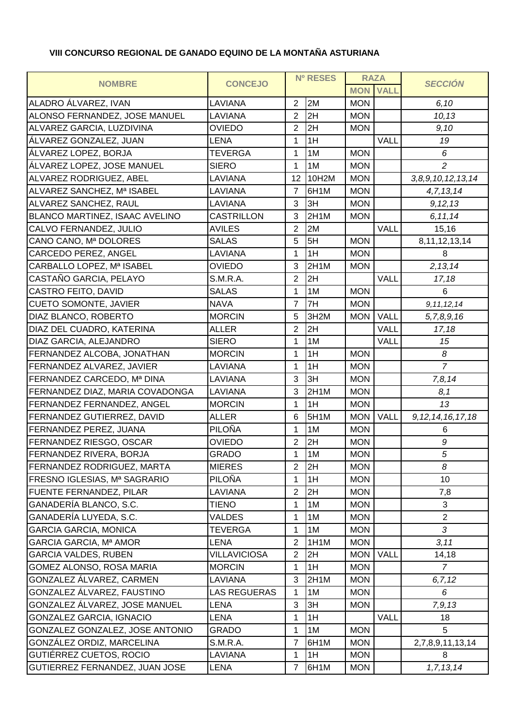## VIII CONCURSO REGIONAL DE GANADO EQUINO DE LA MONTAÑA ASTURIANA

| NOMBRE | CONCEJO | Nº RESES | | RAZA | | SECCIÓN |
|---|---|---|---|---|---|---|
| | | | | MON | VALL | |
| ALADRO ÁLVAREZ, IVAN | LAVIANA | 2 | 2M | MON | | 6,10 |
| ALONSO FERNANDEZ, JOSE MANUEL | LAVIANA | 2 | 2H | MON | | 10,13 |
| ALVAREZ GARCIA, LUZDIVINA | OVIEDO | 2 | 2H | MON | | 9,10 |
| ÁLVAREZ GONZALEZ, JUAN | LENA | 1 | 1H | | VALL | 19 |
| ÁLVAREZ LOPEZ, BORJA | TEVERGA | 1 | 1M | MON | | 6 |
| ÁLVAREZ LOPEZ, JOSE MANUEL | SIERO | 1 | 1M | MON | | 2 |
| ALVAREZ RODRIGUEZ, ABEL | LAVIANA | 12 | 10H2M | MON | | 3,8,9,10,12,13,14 |
| ALVAREZ SANCHEZ, Mª ISABEL | LAVIANA | 7 | 6H1M | MON | | 4,7,13,14 |
| ALVAREZ SANCHEZ, RAUL | LAVIANA | 3 | 3H | MON | | 9,12,13 |
| BLANCO MARTINEZ, ISAAC AVELINO | CASTRILLON | 3 | 2H1M | MON | | 6,11,14 |
| CALVO FERNANDEZ, JULIO | AVILES | 2 | 2M | | VALL | 15,16 |
| CANO CANO, Mª DOLORES | SALAS | 5 | 5H | MON | | 8,11,12,13,14 |
| CARCEDO PEREZ, ANGEL | LAVIANA | 1 | 1H | MON | | 8 |
| CARBALLO LOPEZ, Mª ISABEL | OVIEDO | 3 | 2H1M | MON | | 2,13,14 |
| CASTAÑO GARCIA, PELAYO | S.M.R.A. | 2 | 2H | | VALL | 17,18 |
| CASTRO FEITO, DAVID | SALAS | 1 | 1M | MON | | 6 |
| CUETO SOMONTE, JAVIER | NAVA | 7 | 7H | MON | | 9,11,12,14 |
| DIAZ BLANCO, ROBERTO | MORCIN | 5 | 3H2M | MON | VALL | 5,7,8,9,16 |
| DIAZ DEL CUADRO, KATERINA | ALLER | 2 | 2H | | VALL | 17,18 |
| DIAZ GARCIA, ALEJANDRO | SIERO | 1 | 1M | | VALL | 15 |
| FERNANDEZ ALCOBA, JONATHAN | MORCIN | 1 | 1H | MON | | 8 |
| FERNANDEZ ALVAREZ, JAVIER | LAVIANA | 1 | 1H | MON | | 7 |
| FERNANDEZ CARCEDO, Mª DINA | LAVIANA | 3 | 3H | MON | | 7,8,14 |
| FERNANDEZ DIAZ, MARIA COVADONGA | LAVIANA | 3 | 2H1M | MON | | 8,1 |
| FERNANDEZ FERNANDEZ, ANGEL | MORCIN | 1 | 1H | MON | | 13 |
| FERNANDEZ GUTIERREZ, DAVID | ALLER | 6 | 5H1M | MON | VALL | 9,12,14,16,17,18 |
| FERNANDEZ PEREZ, JUANA | PILOÑA | 1 | 1M | MON | | 6 |
| FERNANDEZ RIESGO, OSCAR | OVIEDO | 2 | 2H | MON | | 9 |
| FERNANDEZ RIVERA, BORJA | GRADO | 1 | 1M | MON | | 5 |
| FERNANDEZ RODRIGUEZ, MARTA | MIERES | 2 | 2H | MON | | 8 |
| FRESNO IGLESIAS, Mª SAGRARIO | PILOÑA | 1 | 1H | MON | | 10 |
| FUENTE FERNANDEZ, PILAR | LAVIANA | 2 | 2H | MON | | 7,8 |
| GANADERÍA BLANCO, S.C. | TIENO | 1 | 1M | MON | | 3 |
| GANADERÍA LUYEDA, S.C. | VALDES | 1 | 1M | MON | | 2 |
| GARCIA GARCIA, MONICA | TEVERGA | 1 | 1M | MON | | 3 |
| GARCIA GARCIA, Mª AMOR | LENA | 2 | 1H1M | MON | | 3,11 |
| GARCIA VALDES, RUBEN | VILLAVICIOSA | 2 | 2H | MON | VALL | 14,18 |
| GOMEZ ALONSO, ROSA MARIA | MORCIN | 1 | 1H | MON | | 7 |
| GONZALEZ ÁLVAREZ, CARMEN | LAVIANA | 3 | 2H1M | MON | | 6,7,12 |
| GONZALEZ ÁLVAREZ, FAUSTINO | LAS REGUERAS | 1 | 1M | MON | | 6 |
| GONZALEZ ÁLVAREZ, JOSE MANUEL | LENA | 3 | 3H | MON | | 7,9,13 |
| GONZALEZ GARCIA, IGNACIO | LENA | 1 | 1H | | VALL | 18 |
| GONZALEZ GONZALEZ, JOSE ANTONIO | GRADO | 1 | 1M | MON | | 5 |
| GONZÁLEZ ORDIZ, MARCELINA | S.M.R.A. | 7 | 6H1M | MON | | 2,7,8,9,11,13,14 |
| GUTIÉRREZ CUETOS, ROCIO | LAVIANA | 1 | 1H | MON | | 8 |
| GUTIERREZ FERNANDEZ, JUAN JOSE | LENA | 7 | 6H1M | MON | | 1,7,13,14 |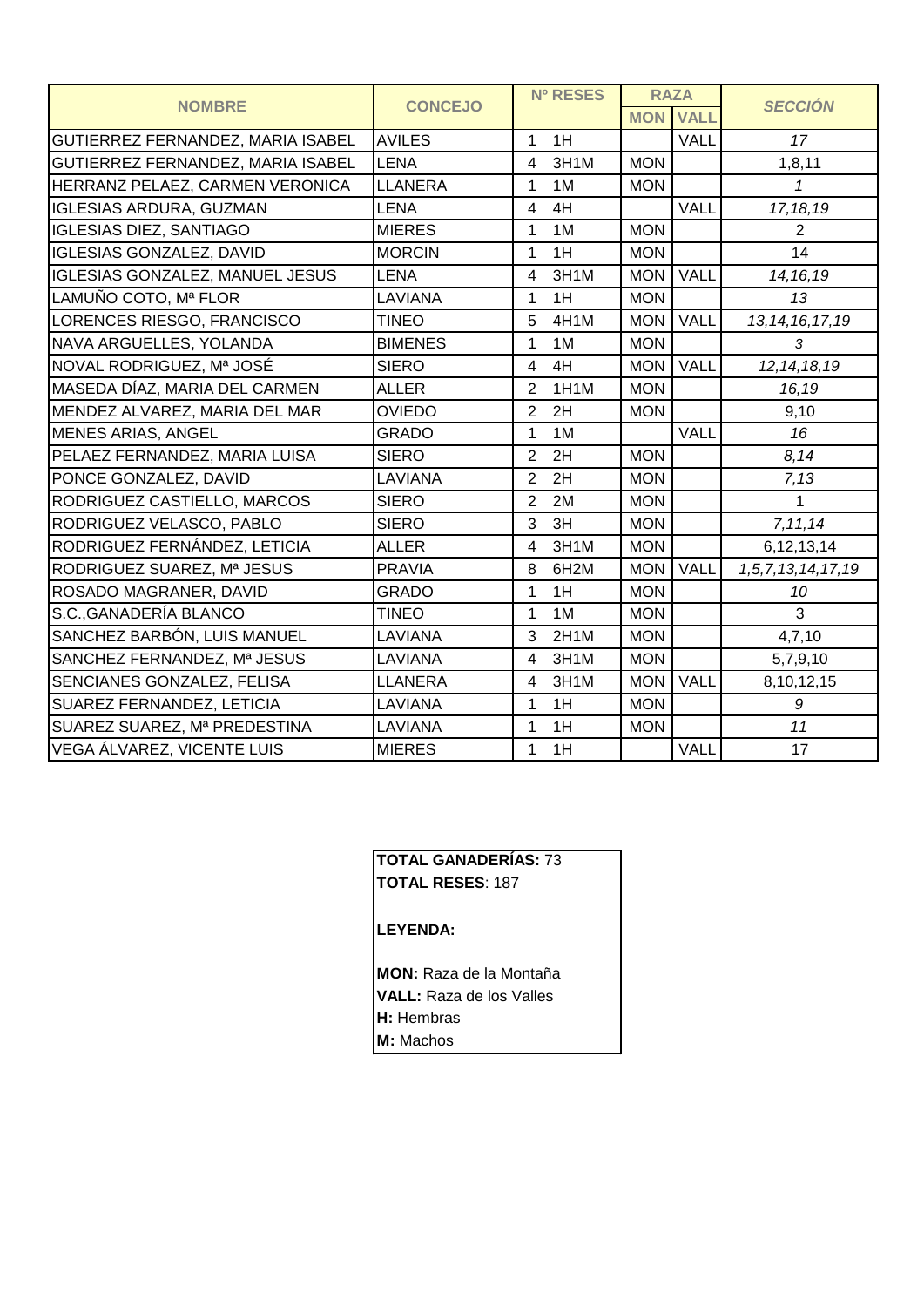| NOMBRE | CONCEJO | Nº RESES | | RAZA | | SECCIÓN |
|---|---|---|---|---|---|---|
| | | | | MON | VALL | |
| GUTIERREZ FERNANDEZ, MARIA ISABEL | AVILES | 1 | 1H | | VALL | *17* |
| GUTIERREZ FERNANDEZ, MARIA ISABEL | LENA | 4 | 3H1M | MON | | 1,8,11 |
| HERRANZ PELAEZ, CARMEN VERONICA | LLANERA | 1 | 1M | MON | | *1* |
| IGLESIAS ARDURA, GUZMAN | LENA | 4 | 4H | | VALL | *17,18,19* |
| IGLESIAS DIEZ, SANTIAGO | MIERES | 1 | 1M | MON | | 2 |
| IGLESIAS GONZALEZ, DAVID | MORCIN | 1 | 1H | MON | | 14 |
| IGLESIAS GONZALEZ, MANUEL JESUS | LENA | 4 | 3H1M | MON | VALL | *14,16,19* |
| LAMUÑO COTO, Mª FLOR | LAVIANA | 1 | 1H | MON | | *13* |
| LORENCES RIESGO, FRANCISCO | TINEO | 5 | 4H1M | MON | VALL | *13,14,16,17,19* |
| NAVA ARGUELLES, YOLANDA | BIMENES | 1 | 1M | MON | | *3* |
| NOVAL RODRIGUEZ, Mª JOSÉ | SIERO | 4 | 4H | MON | VALL | *12,14,18,19* |
| MASEDA DÍAZ, MARIA DEL CARMEN | ALLER | 2 | 1H1M | MON | | *16,19* |
| MENDEZ ALVAREZ, MARIA DEL MAR | OVIEDO | 2 | 2H | MON | | 9,10 |
| MENES ARIAS, ANGEL | GRADO | 1 | 1M | | VALL | *16* |
| PELAEZ FERNANDEZ, MARIA LUISA | SIERO | 2 | 2H | MON | | *8,14* |
| PONCE GONZALEZ, DAVID | LAVIANA | 2 | 2H | MON | | *7,13* |
| RODRIGUEZ CASTIELLO, MARCOS | SIERO | 2 | 2M | MON | | 1 |
| RODRIGUEZ VELASCO, PABLO | SIERO | 3 | 3H | MON | | *7,11,14* |
| RODRIGUEZ FERNÁNDEZ, LETICIA | ALLER | 4 | 3H1M | MON | | 6,12,13,14 |
| RODRIGUEZ SUAREZ, Mª JESUS | PRAVIA | 8 | 6H2M | MON | VALL | *1,5,7,13,14,17,19* |
| ROSADO MAGRANER, DAVID | GRADO | 1 | 1H | MON | | *10* |
| S.C.,GANADERÍA BLANCO | TINEO | 1 | 1M | MON | | 3 |
| SANCHEZ BARBÓN, LUIS MANUEL | LAVIANA | 3 | 2H1M | MON | | 4,7,10 |
| SANCHEZ FERNANDEZ, Mª JESUS | LAVIANA | 4 | 3H1M | MON | | 5,7,9,10 |
| SENCIANES GONZALEZ, FELISA | LLANERA | 4 | 3H1M | MON | VALL | 8,10,12,15 |
| SUAREZ FERNANDEZ, LETICIA | LAVIANA | 1 | 1H | MON | | *9* |
| SUAREZ SUAREZ, Mª PREDESTINA | LAVIANA | 1 | 1H | MON | | *11* |
| VEGA ÁLVAREZ, VICENTE LUIS | MIERES | 1 | 1H | | VALL | 17 |

**TOTAL GANADERÍAS:** 73

**TOTAL RESES**: 187

**LEYENDA:**

**MON:** Raza de la Montaña

**VALL:** Raza de los Valles

**H:** Hembras

**M:** Machos